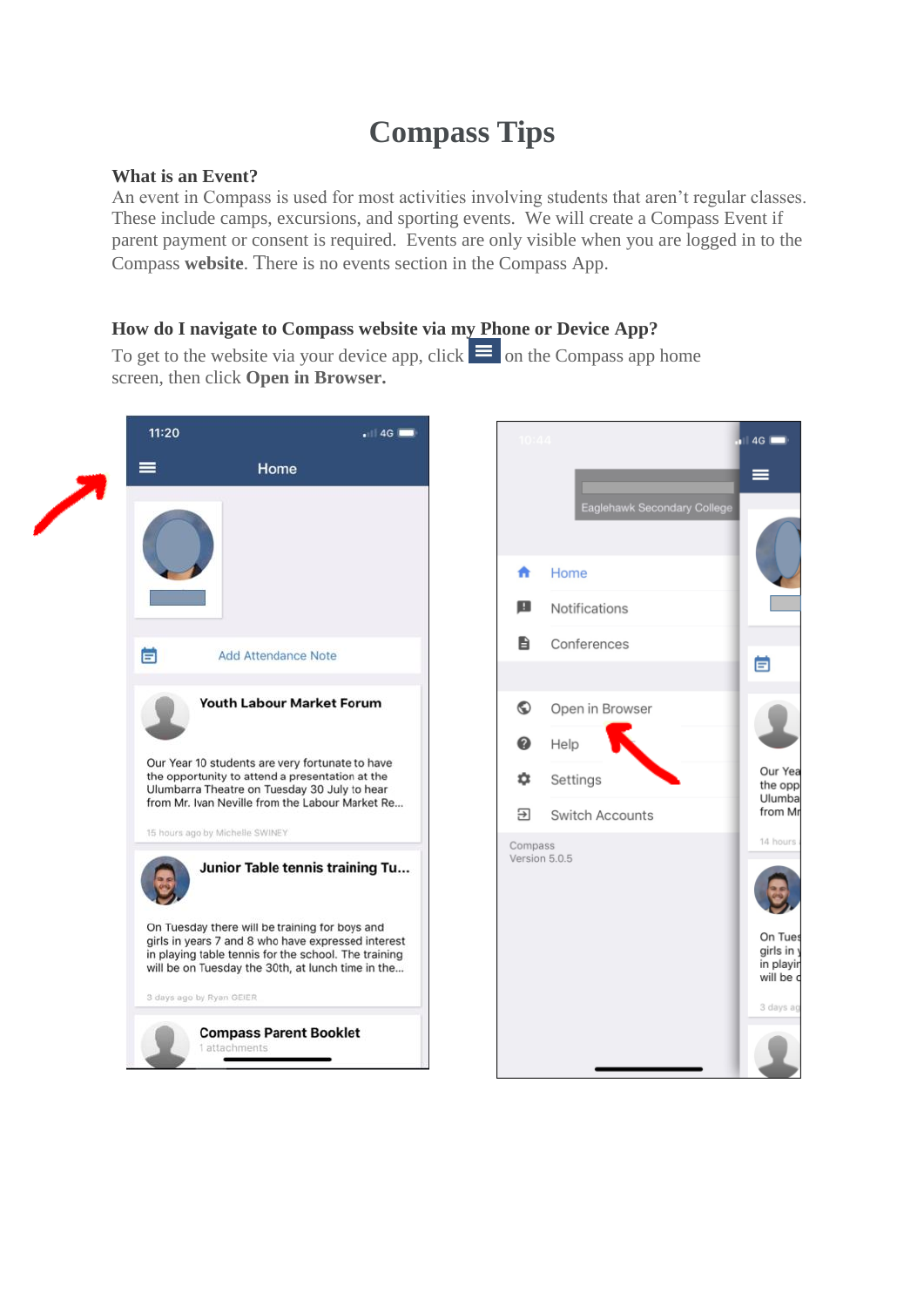# Compass Tips

### What is an Event?

An event in Compass is used for most activities involving students that aren't regular classes. These include camps, excursions, and sporting events. We will create a Compass Event if parent payment or consent is required. Events are only visible when you are logged in to the Compass **website**. There is no events section in the Compass App.

### How do I navigate to Compass website via my Phone or Device App?

To get to the website via your device app, click ☰ on the Compass app home screen, then click **Open in Browser.**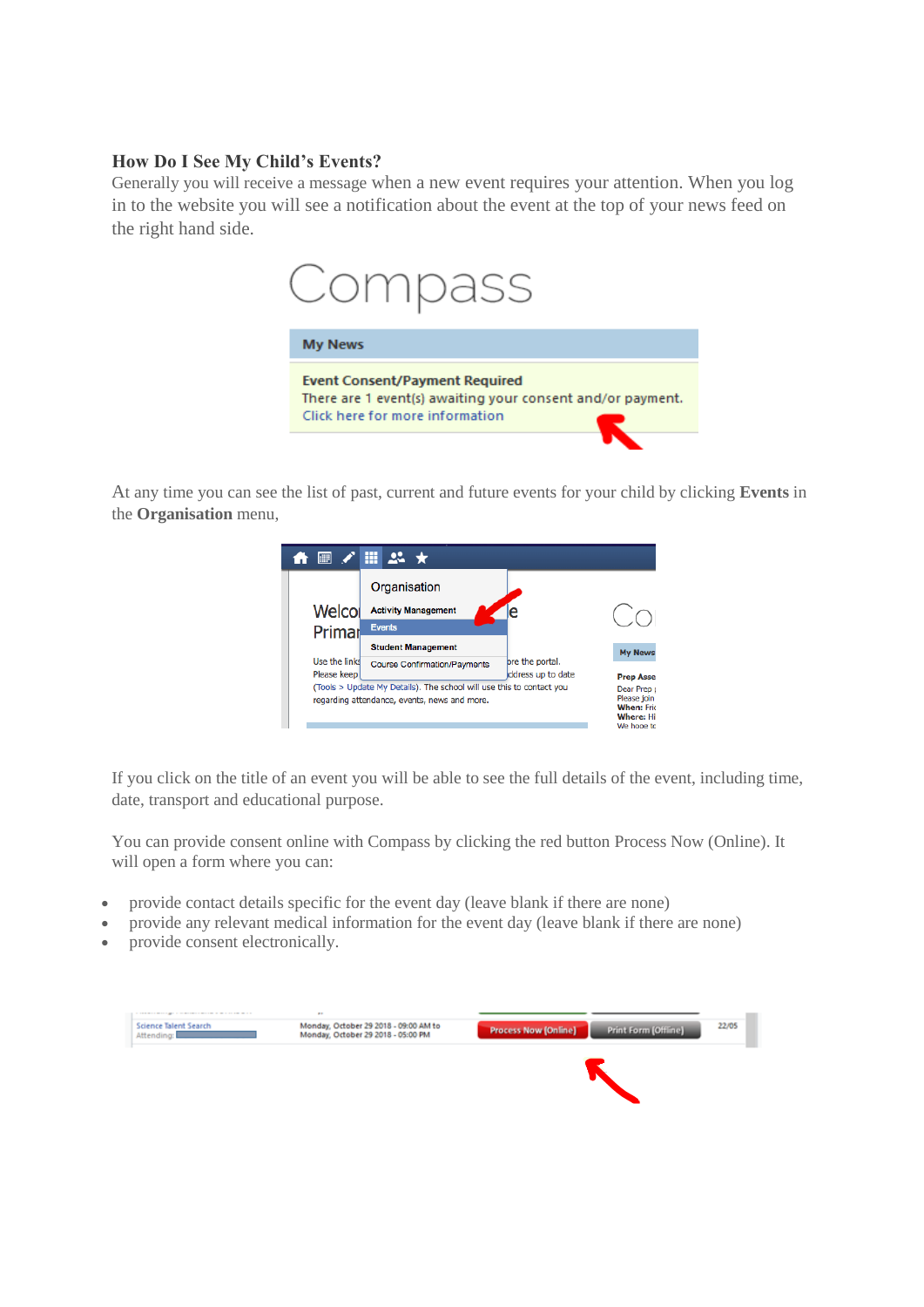### How Do I See My Child's Events?

Generally you will receive a message when a new event requires your attention. When you log in to the website you will see a notification about the event at the top of your news feed on the right hand side.

At any time you can see the list of past, current and future events for your child by clicking **Events** in the **Organisation** menu,

If you click on the title of an event you will be able to see the full details of the event, including time, date, transport and educational purpose.

You can provide consent online with Compass by clicking the red button Process Now (Online). It will open a form where you can:

- provide contact details specific for the event day (leave blank if there are none)
- provide any relevant medical information for the event day (leave blank if there are none)
- provide consent electronically.